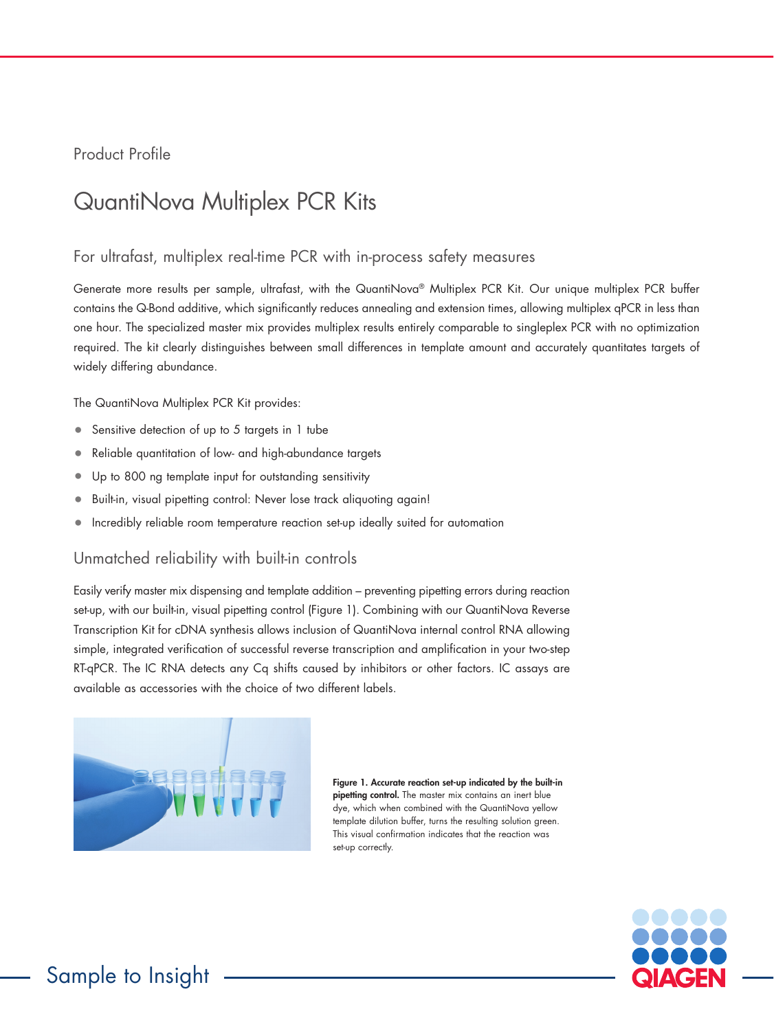Product Profile

# QuantiNova Multiplex PCR Kits

## For ultrafast, multiplex real-time PCR with in-process safety measures

Generate more results per sample, ultrafast, with the QuantiNova® Multiplex PCR Kit. Our unique multiplex PCR buffer contains the Q-Bond additive, which significantly reduces annealing and extension times, allowing multiplex qPCR in less than one hour. The specialized master mix provides multiplex results entirely comparable to singleplex PCR with no optimization required. The kit clearly distinguishes between small differences in template amount and accurately quantitates targets of widely differing abundance.

The QuantiNova Multiplex PCR Kit provides:

- Sensitive detection of up to 5 targets in 1 tube
- Reliable quantitation of low- and high-abundance targets
- Up to 800 ng template input for outstanding sensitivity
- Built-in, visual pipetting control: Never lose track aliquoting again!
- Incredibly reliable room temperature reaction set-up ideally suited for automation

## Unmatched reliability with built-in controls

Easily verify master mix dispensing and template addition – preventing pipetting errors during reaction set-up, with our built-in, visual pipetting control (Figure 1). Combining with our QuantiNova Reverse Transcription Kit for cDNA synthesis allows inclusion of QuantiNova internal control RNA allowing simple, integrated verification of successful reverse transcription and amplification in your two-step RT-qPCR. The IC RNA detects any Cq shifts caused by inhibitors or other factors. IC assays are available as accessories with the choice of two different labels.

**Figure 1. Accurate reaction set-up indicated by the built-in pipetting control.** The master mix contains an inert blue dye, which when combined with the QuantiNova yellow template dilution buffer, turns the resulting solution green. This visual confirmation indicates that the reaction was set-up correctly.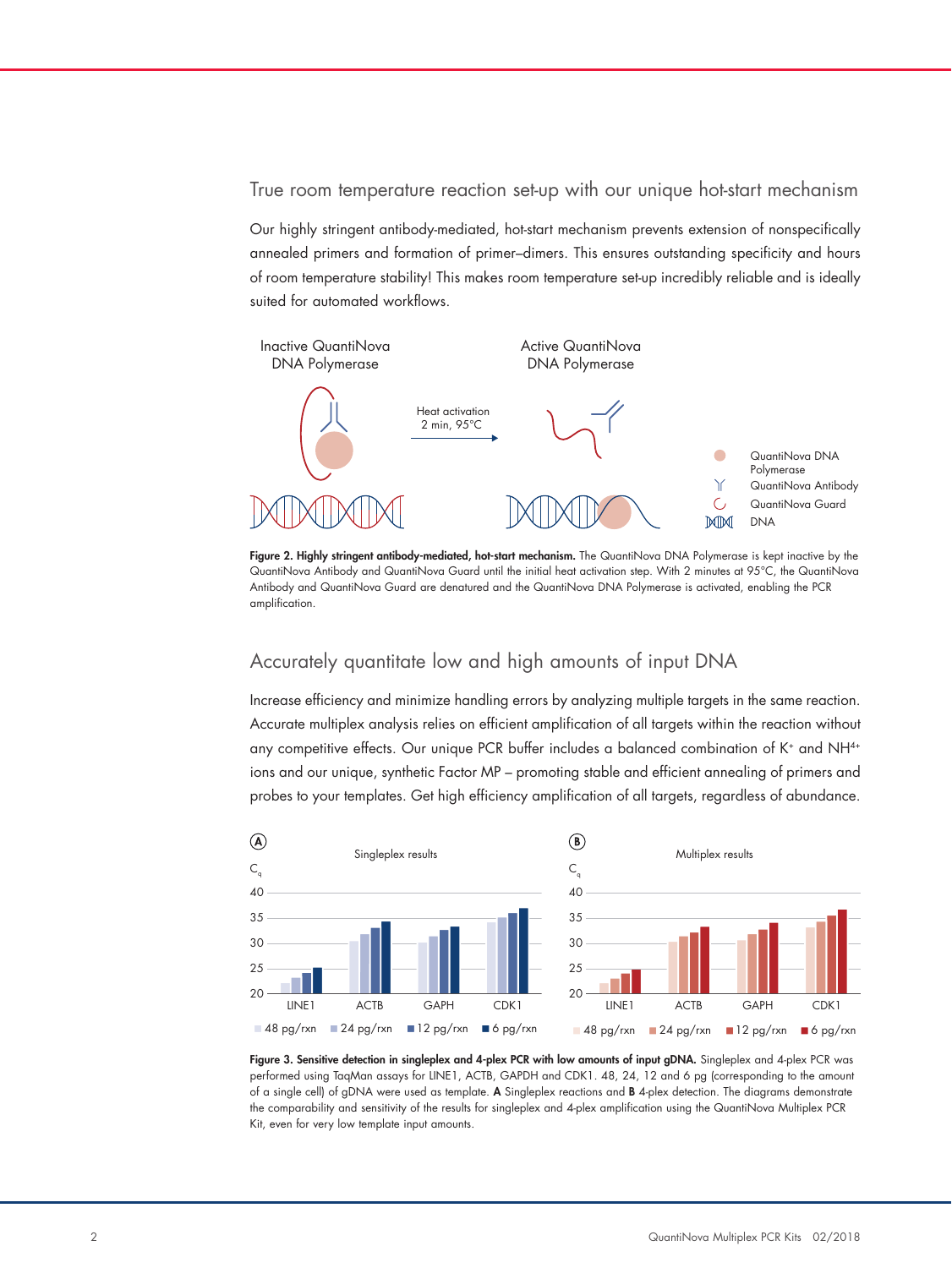## True room temperature reaction set-up with our unique hot-start mechanism

Our highly stringent antibody-mediated, hot-start mechanism prevents extension of nonspecifically annealed primers and formation of primer–dimers. This ensures outstanding specificity and hours of room temperature stability! This makes room temperature set-up incredibly reliable and is ideally suited for automated workflows.

**Figure 2. Highly stringent antibody-mediated, hot-start mechanism.** The QuantiNova DNA Polymerase is kept inactive by the QuantiNova Antibody and QuantiNova Guard until the initial heat activation step. With 2 minutes at 95°C, the QuantiNova Antibody and QuantiNova Guard are denatured and the QuantiNova DNA Polymerase is activated, enabling the PCR amplification.

## Accurately quantitate low and high amounts of input DNA

Increase efficiency and minimize handling errors by analyzing multiple targets in the same reaction. Accurate multiplex analysis relies on efficient amplification of all targets within the reaction without any competitive effects. Our unique PCR buffer includes a balanced combination of $K^+$ and $NH^{4+}$ ions and our unique, synthetic Factor MP – promoting stable and efficient annealing of primers and probes to your templates. Get high efficiency amplification of all targets, regardless of abundance.

**Figure 3. Sensitive detection in singleplex and 4-plex PCR with low amounts of input gDNA.** Singleplex and 4-plex PCR was performed using TaqMan assays for LINE1, ACTB, GAPDH and CDK1. 48, 24, 12 and 6 pg (corresponding to the amount of a single cell) of gDNA were used as template. **A** Singleplex reactions and **B** 4-plex detection. The diagrams demonstrate the comparability and sensitivity of the results for singleplex and 4-plex amplification using the QuantiNova Multiplex PCR Kit, even for very low template input amounts.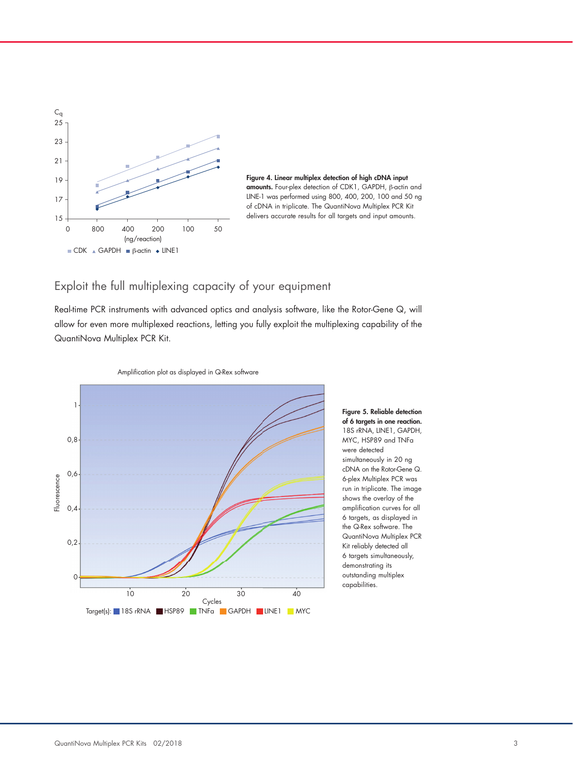Figure 4. **Linear multiplex detection of high cDNA input amounts.** Four-plex detection of CDK1, GAPDH, β-actin and LINE-1 was performed using 800, 400, 200, 100 and 50 ng of cDNA in triplicate. The QuantiNova Multiplex PCR Kit delivers accurate results for all targets and input amounts.

## Exploit the full multiplexing capacity of your equipment

Real-time PCR instruments with advanced optics and analysis software, like the Rotor-Gene Q, will allow for even more multiplexed reactions, letting you fully exploit the multiplexing capability of the QuantiNova Multiplex PCR Kit.

**Figure 5. Reliable detection of 6 targets in one reaction.** 18S rRNA, LINE1, GAPDH, MYC, HSP89 and TNFa were detected simultaneously in 20 ng cDNA on the Rotor-Gene Q. 6-plex Multiplex PCR was run in triplicate. The image shows the overlay of the amplification curves for all 6 targets, as displayed in the Q-Rex software. The QuantiNova Multiplex PCR Kit reliably detected all 6 targets simultaneously, demonstrating its outstanding multiplex capabilities.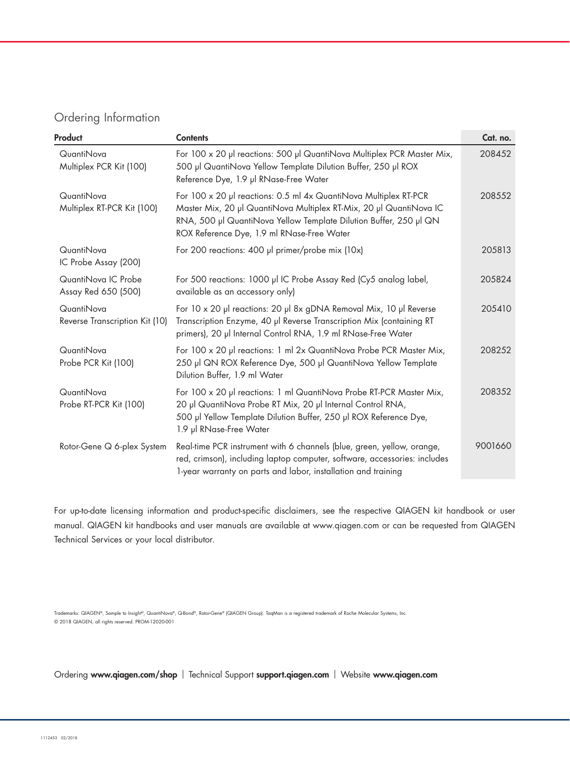## Ordering Information

| Product | Contents | Cat. no. |
|---|---|---|
| QuantiNova Multiplex PCR Kit (100) | For 100 x 20 µl reactions: 500 µl QuantiNova Multiplex PCR Master Mix, 500 µl QuantiNova Yellow Template Dilution Buffer, 250 µl ROX Reference Dye, 1.9 µl RNase-Free Water | 208452 |
| QuantiNova Multiplex RT-PCR Kit (100) | For 100 x 20 µl reactions: 0.5 ml 4x QuantiNova Multiplex RT-PCR Master Mix, 20 µl QuantiNova Multiplex RT-Mix, 20 µl QuantiNova IC RNA, 500 µl QuantiNova Yellow Template Dilution Buffer, 250 µl QN ROX Reference Dye, 1.9 ml RNase-Free Water | 208552 |
| QuantiNova IC Probe Assay (200) | For 200 reactions: 400 µl primer/probe mix (10x) | 205813 |
| QuantiNova IC Probe Assay Red 650 (500) | For 500 reactions: 1000 µl IC Probe Assay Red (Cy5 analog label, available as an accessory only) | 205824 |
| QuantiNova Reverse Transcription Kit (10) | For 10 x 20 µl reactions: 20 µl 8x gDNA Removal Mix, 10 µl Reverse Transcription Enzyme, 40 µl Reverse Transcription Mix (containing RT primers), 20 µl Internal Control RNA, 1.9 ml RNase-Free Water | 205410 |
| QuantiNova Probe PCR Kit (100) | For 100 x 20 µl reactions: 1 ml 2x QuantiNova Probe PCR Master Mix, 250 µl QN ROX Reference Dye, 500 µl QuantiNova Yellow Template Dilution Buffer, 1.9 ml Water | 208252 |
| QuantiNova Probe RT-PCR Kit (100) | For 100 x 20 µl reactions: 1 ml QuantiNova Probe RT-PCR Master Mix, 20 µl QuantiNova Probe RT Mix, 20 µl Internal Control RNA, 500 µl Yellow Template Dilution Buffer, 250 µl ROX Reference Dye, 1.9 µl RNase-Free Water | 208352 |
| Rotor-Gene Q 6-plex System | Real-time PCR instrument with 6 channels (blue, green, yellow, orange, red, crimson), including laptop computer, software, accessories: includes 1-year warranty on parts and labor, installation and training | 9001660 |

For up-to-date licensing information and product-specific disclaimers, see the respective QIAGEN kit handbook or user manual. QIAGEN kit handbooks and user manuals are available at www.qiagen.com or can be requested from QIAGEN Technical Services or your local distributor.

Trademarks: QIAGEN®, Sample to Insight®, QuantiNova®, Q-Bond®, Rotor-Gene® (QIAGEN Group). TaqMan is a registered trademark of Roche Molecular Systems, Inc.
© 2018 QIAGEN, all rights reserved. PROM-12020-001

Ordering **www.qiagen.com/shop** | Technical Support **support.qiagen.com** | Website **www.qiagen.com**

1112453 02/2018